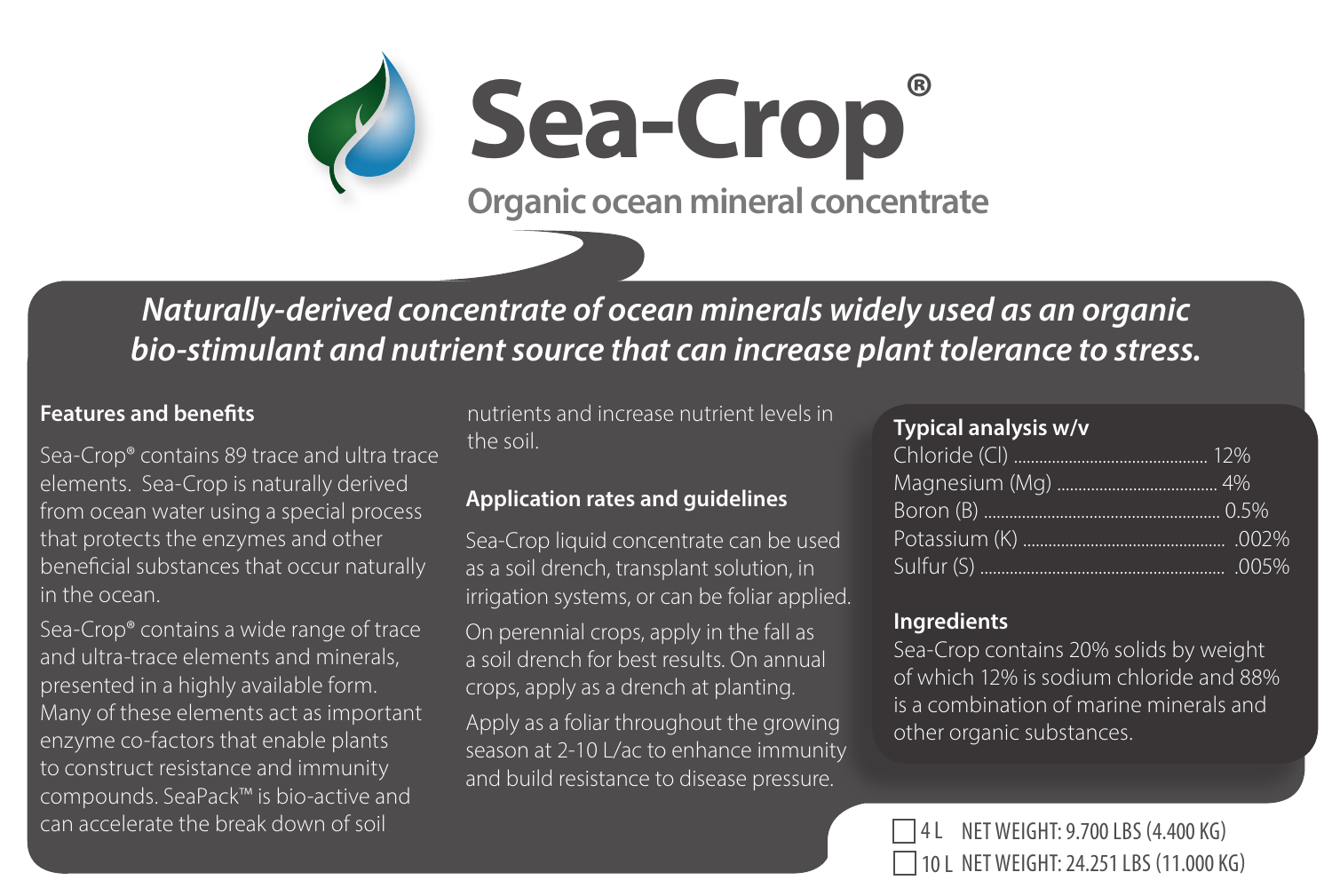# Sea-Crop®

## Organic ocean mineral concentrate

***Naturally-derived concentrate of ocean minerals widely used as an organic bio-stimulant and nutrient source that can increase plant tolerance to stress.***

### Features and benefits

Sea-Crop® contains 89 trace and ultra trace elements. Sea-Crop is naturally derived from ocean water using a special process that protects the enzymes and other beneficial substances that occur naturally in the ocean.

Sea-Crop® contains a wide range of trace and ultra-trace elements and minerals, presented in a highly available form. Many of these elements act as important enzyme co-factors that enable plants to construct resistance and immunity compounds. SeaPack™ is bio-active and can accelerate the break down of soil nutrients and increase nutrient levels in the soil.

### Application rates and guidelines

Sea-Crop liquid concentrate can be used as a soil drench, transplant solution, in irrigation systems, or can be foliar applied.

On perennial crops, apply in the fall as a soil drench for best results. On annual crops, apply as a drench at planting.

Apply as a foliar throughout the growing season at 2-10 L/ac to enhance immunity and build resistance to disease pressure.

### Typical analysis w/v

| Element | Amount |
|---|---|
| Chloride (Cl) | 12% |
| Magnesium (Mg) | 4% |
| Boron (B) | 0.5% |
| Potassium (K) | .002% |
| Sulfur (S) | .005% |

### Ingredients

Sea-Crop contains 20% solids by weight of which 12% is sodium chloride and 88% is a combination of marine minerals and other organic substances.

☐ 4 L NET WEIGHT: 9.700 LBS (4.400 KG)

☐ 10 L NET WEIGHT: 24.251 LBS (11.000 KG)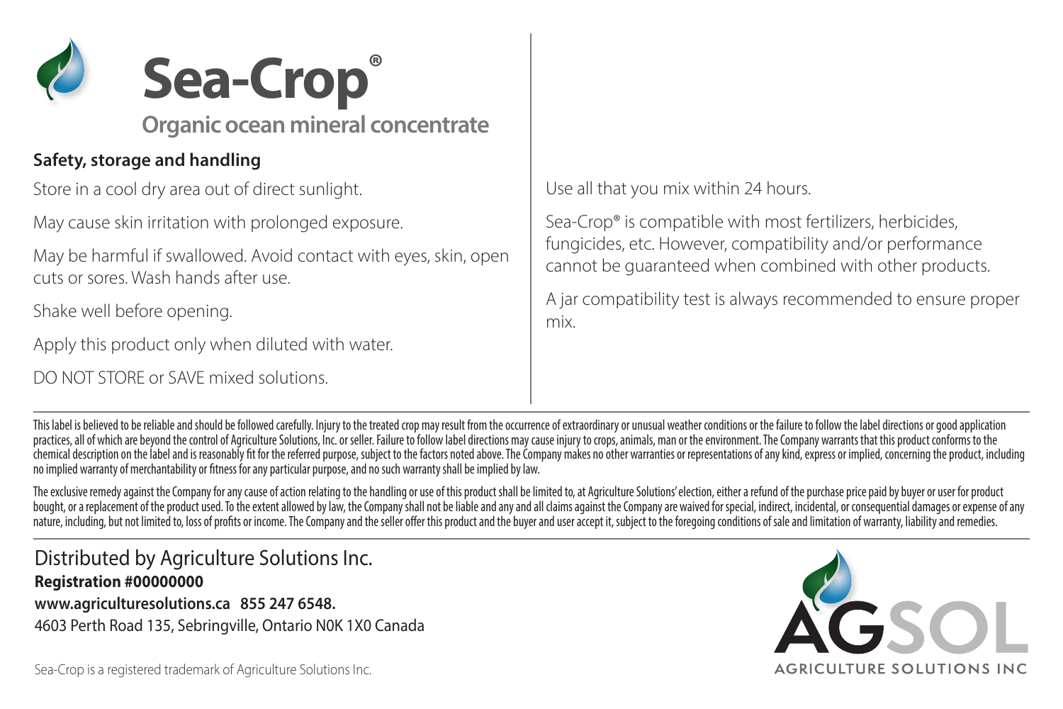# Sea-Crop®

**Organic ocean mineral concentrate**

## Safety, storage and handling

Store in a cool dry area out of direct sunlight.

May cause skin irritation with prolonged exposure.

May be harmful if swallowed. Avoid contact with eyes, skin, open cuts or sores. Wash hands after use.

Shake well before opening.

Apply this product only when diluted with water.

DO NOT STORE or SAVE mixed solutions.

Use all that you mix within 24 hours.

Sea-Crop® is compatible with most fertilizers, herbicides, fungicides, etc. However, compatibility and/or performance cannot be guaranteed when combined with other products.

A jar compatibility test is always recommended to ensure proper mix.

This label is believed to be reliable and should be followed carefully. Injury to the treated crop may result from the occurrence of extraordinary or unusual weather conditions or the failure to follow the label directions or good application practices, all of which are beyond the control of Agriculture Solutions, Inc. or seller. Failure to follow label directions may cause injury to crops, animals, man or the environment. The Company warrants that this product conforms to the chemical description on the label and is reasonably fit for the referred purpose, subject to the factors noted above. The Company makes no other warranties or representations of any kind, express or implied, concerning the product, including no implied warranty of merchantability or fitness for any particular purpose, and no such warranty shall be implied by law.

The exclusive remedy against the Company for any cause of action relating to the handling or use of this product shall be limited to, at Agriculture Solutions' election, either a refund of the purchase price paid by buyer or user for product bought, or a replacement of the product used. To the extent allowed by law, the Company shall not be liable and any and all claims against the Company are waived for special, indirect, incidental, or consequential damages or expense of any nature, including, but not limited to, loss of profits or income. The Company and the seller offer this product and the buyer and user accept it, subject to the foregoing conditions of sale and limitation of warranty, liability and remedies.

Distributed by Agriculture Solutions Inc.

**Registration #00000000**

**www.agriculturesolutions.ca 855 247 6548.**

4603 Perth Road 135, Sebringville, Ontario N0K 1X0 Canada

Sea-Crop is a registered trademark of Agriculture Solutions Inc.

AGSOL

AGRICULTURE SOLUTIONS INC